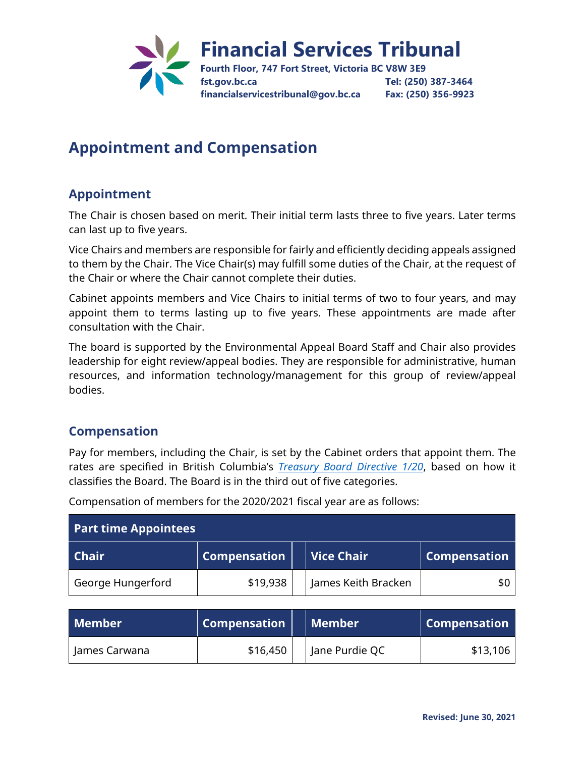# Financial Services Tribunal

**Fourth Floor, 747 Fort Street, Victoria BC V8W 3E9**
**fst.gov.bc.ca** **Tel: (250) 387-3464**
**financialservicestribunal@gov.bc.ca** **Fax: (250) 356-9923**

## Appointment and Compensation

### Appointment

The Chair is chosen based on merit. Their initial term lasts three to five years. Later terms can last up to five years.

Vice Chairs and members are responsible for fairly and efficiently deciding appeals assigned to them by the Chair. The Vice Chair(s) may fulfill some duties of the Chair, at the request of the Chair or where the Chair cannot complete their duties.

Cabinet appoints members and Vice Chairs to initial terms of two to four years, and may appoint them to terms lasting up to five years. These appointments are made after consultation with the Chair.

The board is supported by the Environmental Appeal Board Staff and Chair also provides leadership for eight review/appeal bodies. They are responsible for administrative, human resources, and information technology/management for this group of review/appeal bodies.

### Compensation

Pay for members, including the Chair, is set by the Cabinet orders that appoint them. The rates are specified in British Columbia's *Treasury Board Directive 1/20*, based on how it classifies the Board. The Board is in the third out of five categories.

Compensation of members for the 2020/2021 fiscal year are as follows:

| Part time Appointees | | | | |
|---|---|---|---|---|
| **Chair** | **Compensation** | | **Vice Chair** | **Compensation** |
| George Hungerford | $19,938 | | James Keith Bracken | $0 |
| **Member** | **Compensation** | | **Member** | **Compensation** |
| James Carwana | $16,450 | | Jane Purdie QC | $13,106 |

**Revised: June 30, 2021**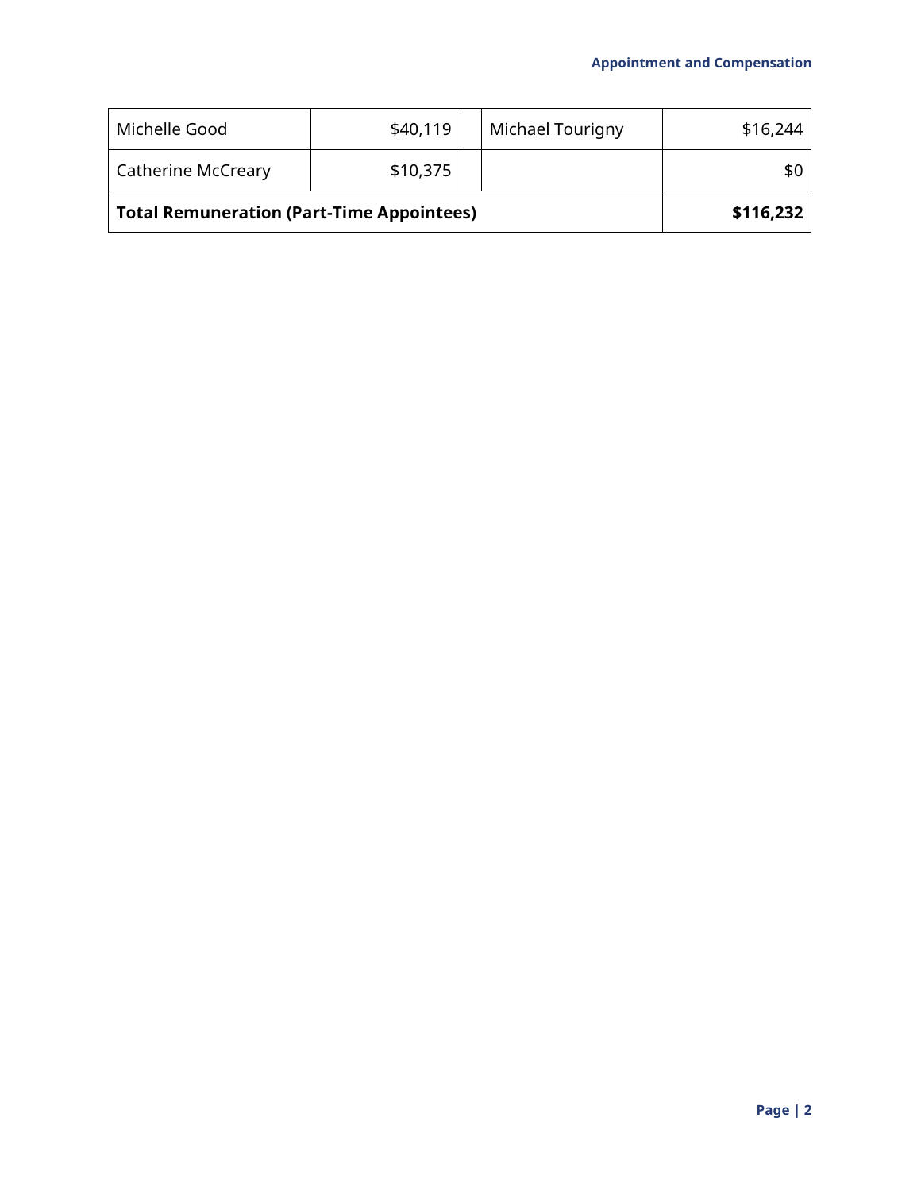| | | | | |
|---|---|---|---|---|
| Michelle Good | $40,119 | | Michael Tourigny | $16,244 |
| Catherine McCreary | $10,375 | | | $0 |
| **Total Remuneration (Part-Time Appointees)** | | | | **$116,232** |